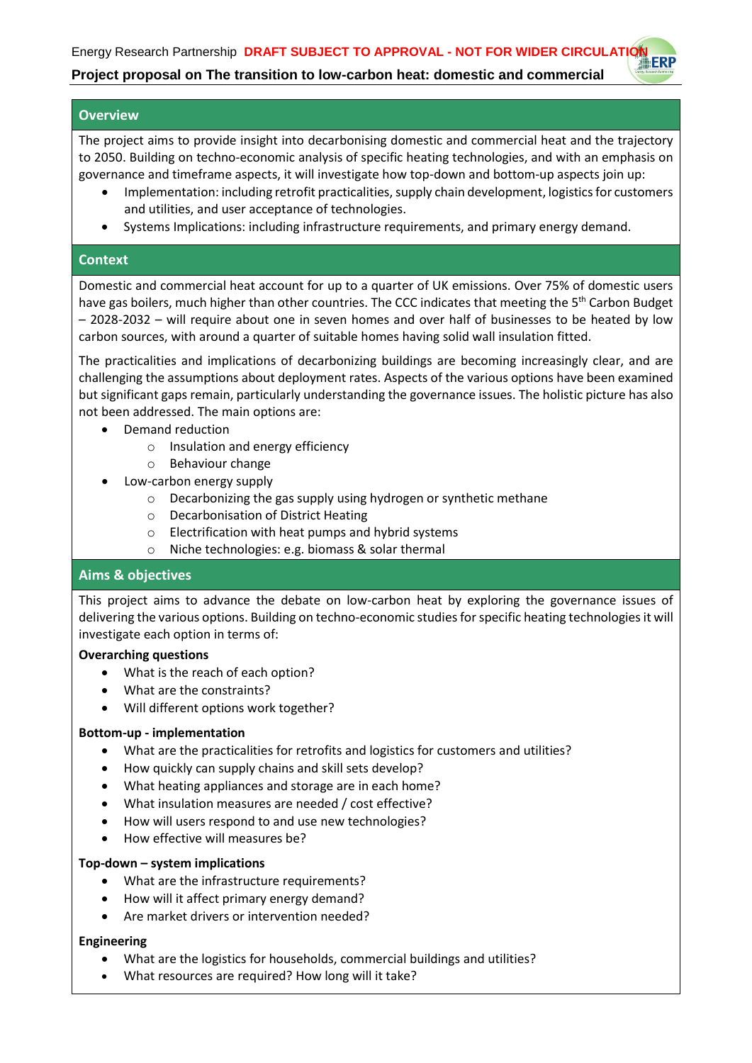Energy Research Partnership **DRAFT SUBJECT TO APPROVAL - NOT FOR WIDER CIRCULATION**

# Project proposal on The transition to low-carbon heat: domestic and commercial

## Overview

The project aims to provide insight into decarbonising domestic and commercial heat and the trajectory to 2050. Building on techno-economic analysis of specific heating technologies, and with an emphasis on governance and timeframe aspects, it will investigate how top-down and bottom-up aspects join up:

- Implementation: including retrofit practicalities, supply chain development, logistics for customers and utilities, and user acceptance of technologies.
- Systems Implications: including infrastructure requirements, and primary energy demand.

## Context

Domestic and commercial heat account for up to a quarter of UK emissions. Over 75% of domestic users have gas boilers, much higher than other countries. The CCC indicates that meeting the 5$^{th}$ Carbon Budget – 2028-2032 – will require about one in seven homes and over half of businesses to be heated by low carbon sources, with around a quarter of suitable homes having solid wall insulation fitted.

The practicalities and implications of decarbonizing buildings are becoming increasingly clear, and are challenging the assumptions about deployment rates. Aspects of the various options have been examined but significant gaps remain, particularly understanding the governance issues. The holistic picture has also not been addressed. The main options are:

- Demand reduction
  - Insulation and energy efficiency
  - Behaviour change
- Low-carbon energy supply
  - Decarbonizing the gas supply using hydrogen or synthetic methane
  - Decarbonisation of District Heating
  - Electrification with heat pumps and hybrid systems
  - Niche technologies: e.g. biomass & solar thermal

## Aims & objectives

This project aims to advance the debate on low-carbon heat by exploring the governance issues of delivering the various options. Building on techno-economic studies for specific heating technologies it will investigate each option in terms of:

**Overarching questions**

- What is the reach of each option?
- What are the constraints?
- Will different options work together?

**Bottom-up - implementation**

- What are the practicalities for retrofits and logistics for customers and utilities?
- How quickly can supply chains and skill sets develop?
- What heating appliances and storage are in each home?
- What insulation measures are needed / cost effective?
- How will users respond to and use new technologies?
- How effective will measures be?

**Top-down – system implications**

- What are the infrastructure requirements?
- How will it affect primary energy demand?
- Are market drivers or intervention needed?

**Engineering**

- What are the logistics for households, commercial buildings and utilities?
- What resources are required? How long will it take?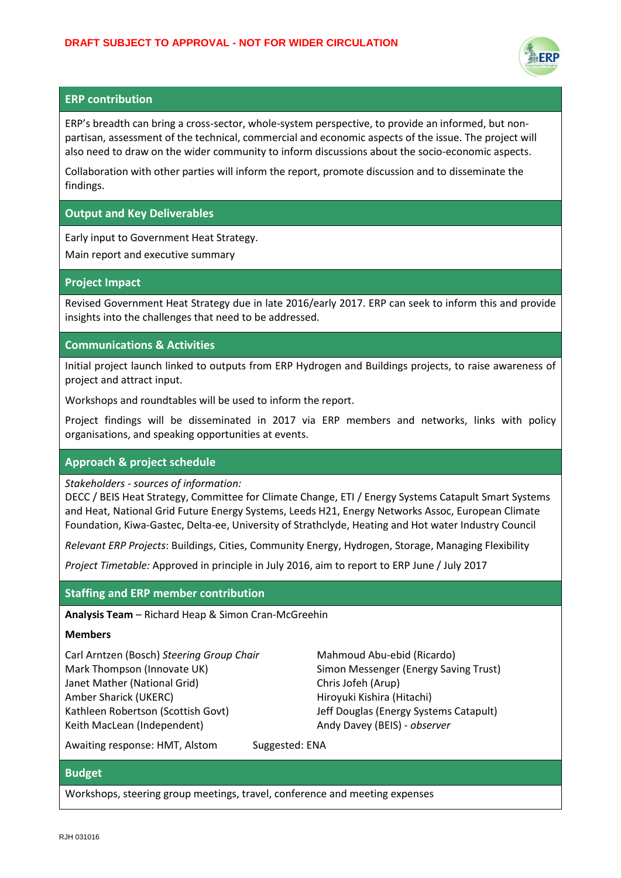**DRAFT SUBJECT TO APPROVAL - NOT FOR WIDER CIRCULATION**

## ERP contribution

ERP's breadth can bring a cross-sector, whole-system perspective, to provide an informed, but non-partisan, assessment of the technical, commercial and economic aspects of the issue. The project will also need to draw on the wider community to inform discussions about the socio-economic aspects.

Collaboration with other parties will inform the report, promote discussion and to disseminate the findings.

## Output and Key Deliverables

Early input to Government Heat Strategy.

Main report and executive summary

## Project Impact

Revised Government Heat Strategy due in late 2016/early 2017. ERP can seek to inform this and provide insights into the challenges that need to be addressed.

## Communications & Activities

Initial project launch linked to outputs from ERP Hydrogen and Buildings projects, to raise awareness of project and attract input.

Workshops and roundtables will be used to inform the report.

Project findings will be disseminated in 2017 via ERP members and networks, links with policy organisations, and speaking opportunities at events.

## Approach & project schedule

*Stakeholders - sources of information:*
DECC / BEIS Heat Strategy, Committee for Climate Change, ETI / Energy Systems Catapult Smart Systems and Heat, National Grid Future Energy Systems, Leeds H21, Energy Networks Assoc, European Climate Foundation, Kiwa-Gastec, Delta-ee, University of Strathclyde, Heating and Hot water Industry Council

*Relevant ERP Projects*: Buildings, Cities, Community Energy, Hydrogen, Storage, Managing Flexibility

*Project Timetable:* Approved in principle in July 2016, aim to report to ERP June / July 2017

## Staffing and ERP member contribution

**Analysis Team** – Richard Heap & Simon Cran-McGreehin

**Members**

Carl Arntzen (Bosch) *Steering Group Chair*
Mark Thompson (Innovate UK)
Janet Mather (National Grid)
Amber Sharick (UKERC)
Kathleen Robertson (Scottish Govt)
Keith MacLean (Independent)
Mahmoud Abu-ebid (Ricardo)
Simon Messenger (Energy Saving Trust)
Chris Jofeh (Arup)
Hiroyuki Kishira (Hitachi)
Jeff Douglas (Energy Systems Catapult)
Andy Davey (BEIS) - *observer*

Awaiting response: HMT, Alstom

Suggested: ENA

## Budget

Workshops, steering group meetings, travel, conference and meeting expenses

RJH 031016